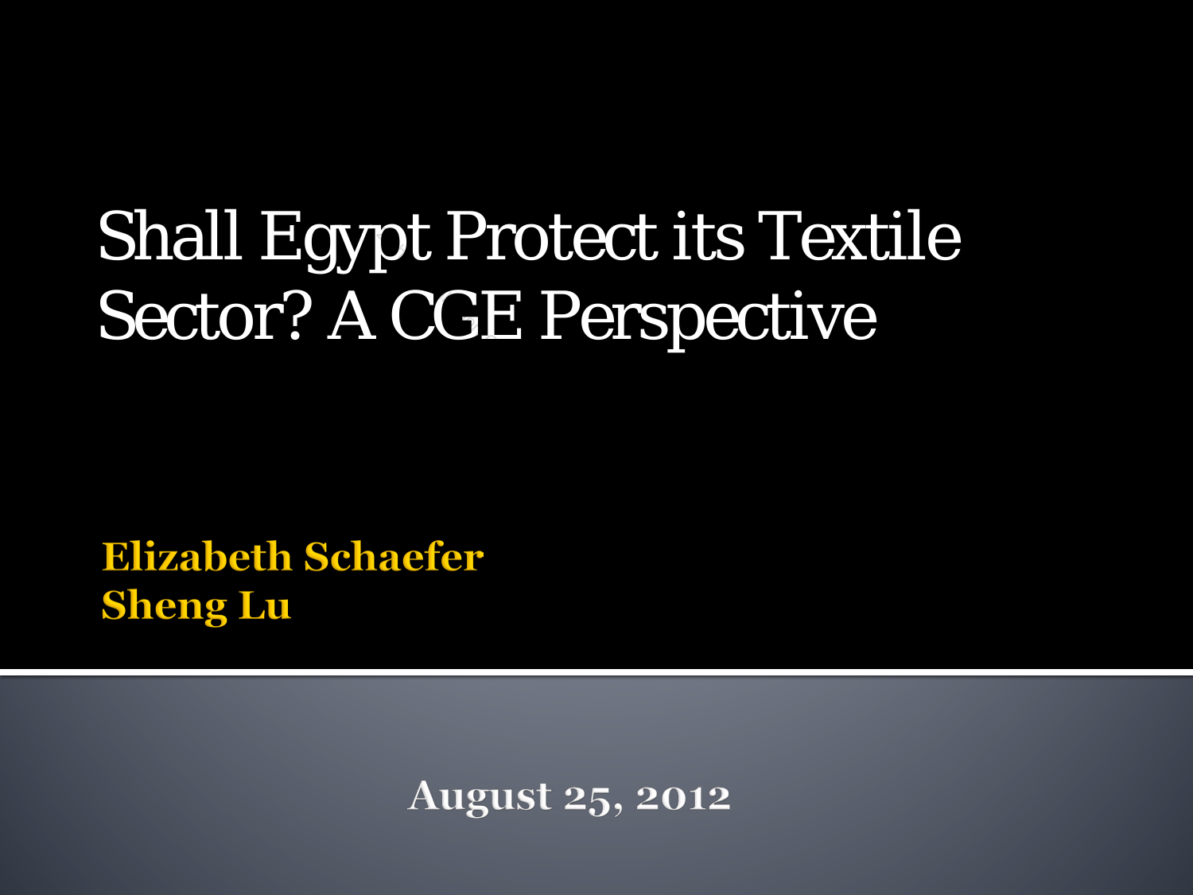# Shall Egypt Protect its Textile Sector? A CGE Perspective

**Elizabeth Schaefer**
**Sheng Lu**

**August 25, 2012**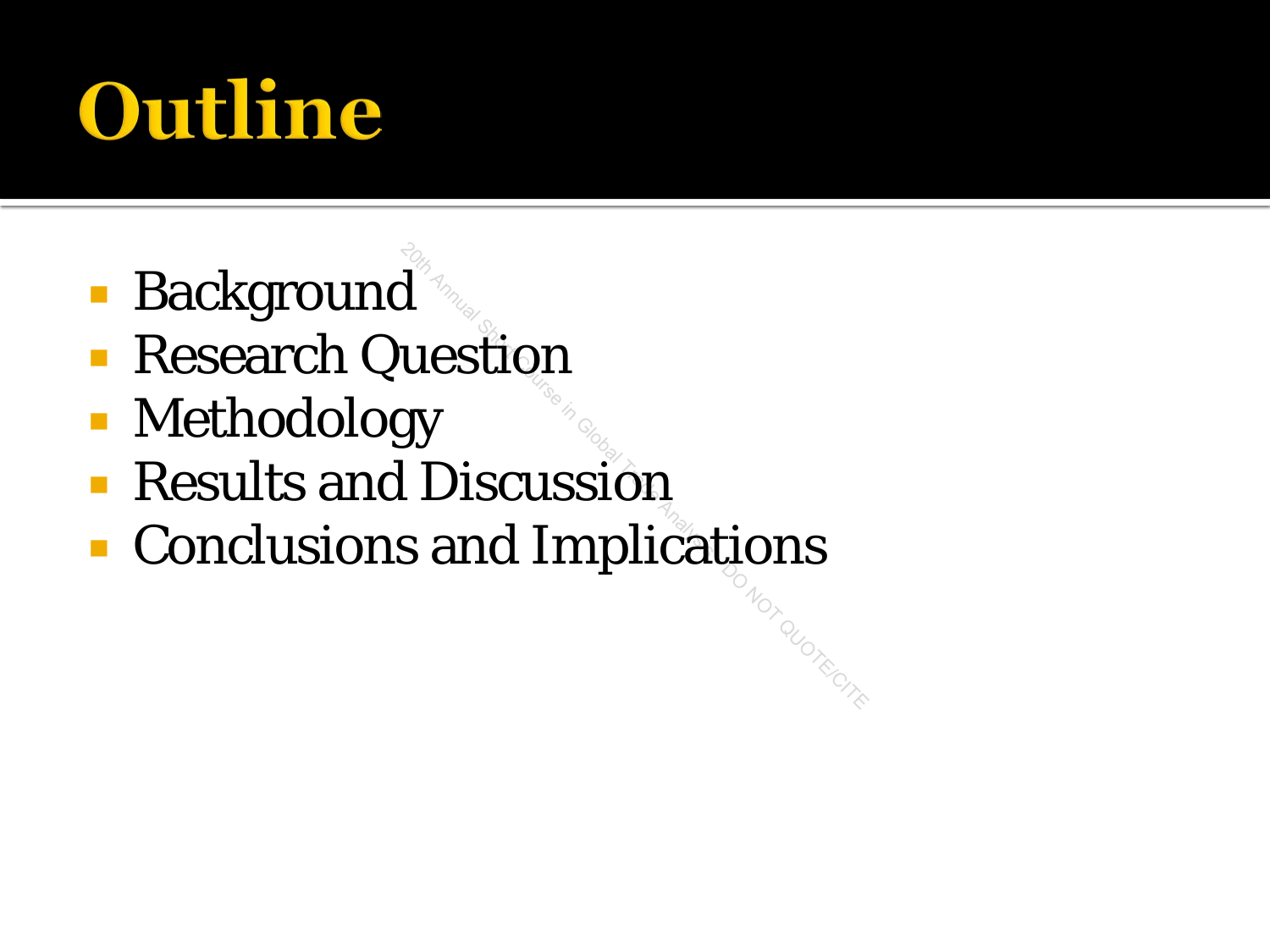# Outline

- Background
- Research Question
- Methodology
- Results and Discussion
- Conclusions and Implications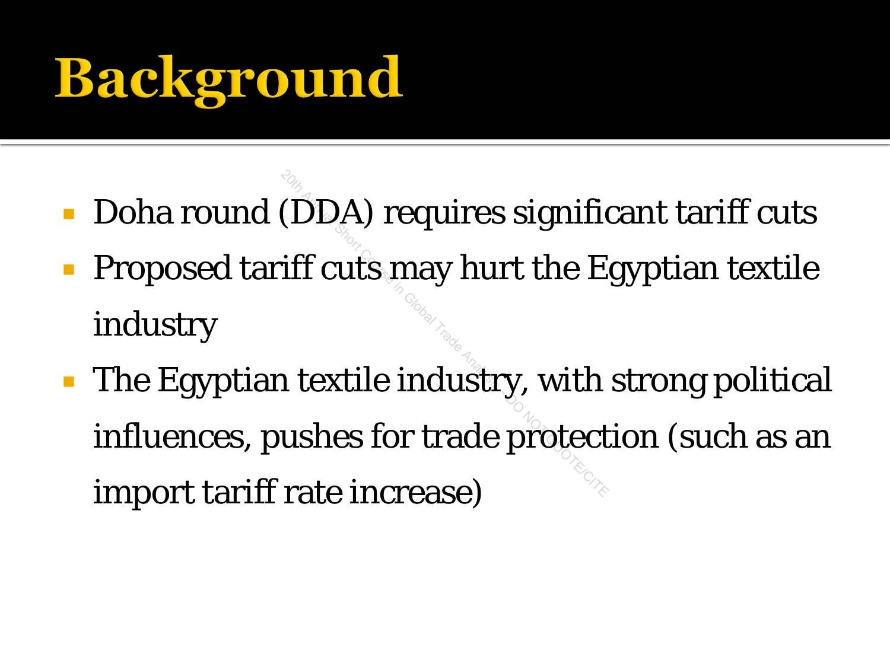# Background

- Doha round (DDA) requires significant tariff cuts
- Proposed tariff cuts may hurt the Egyptian textile industry
- The Egyptian textile industry, with strong political influences, pushes for trade protection (such as an import tariff rate increase)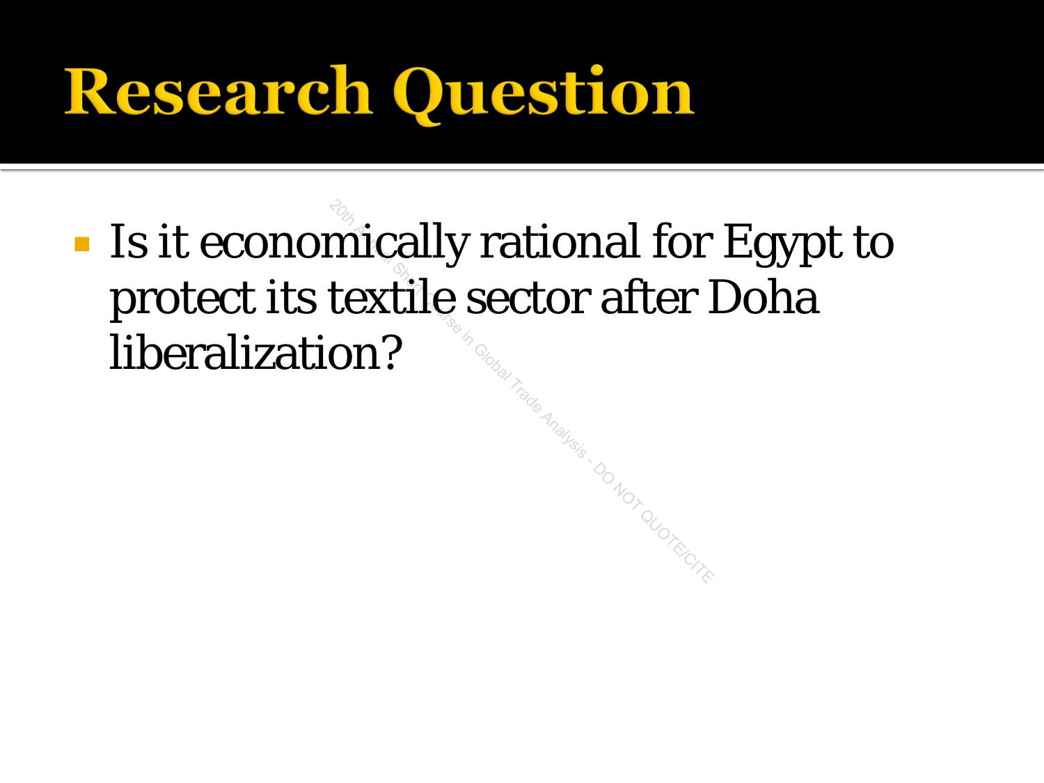# Research Question

- Is it economically rational for Egypt to protect its textile sector after Doha liberalization?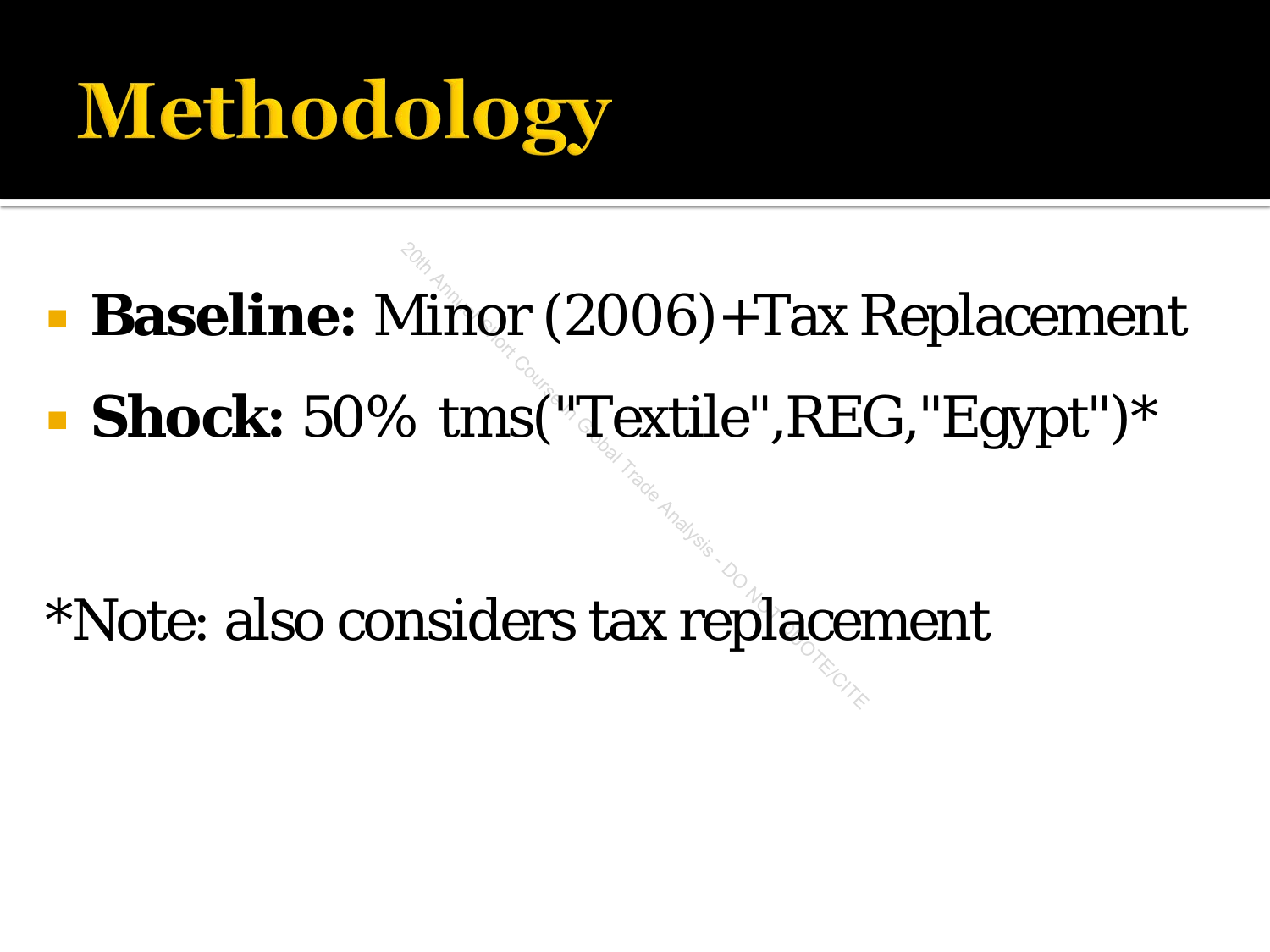# Methodology

- **Baseline:** Minor (2006)+Tax Replacement
- **Shock:** 50% tms("Textile",REG,"Egypt")*

*Note: also considers tax replacement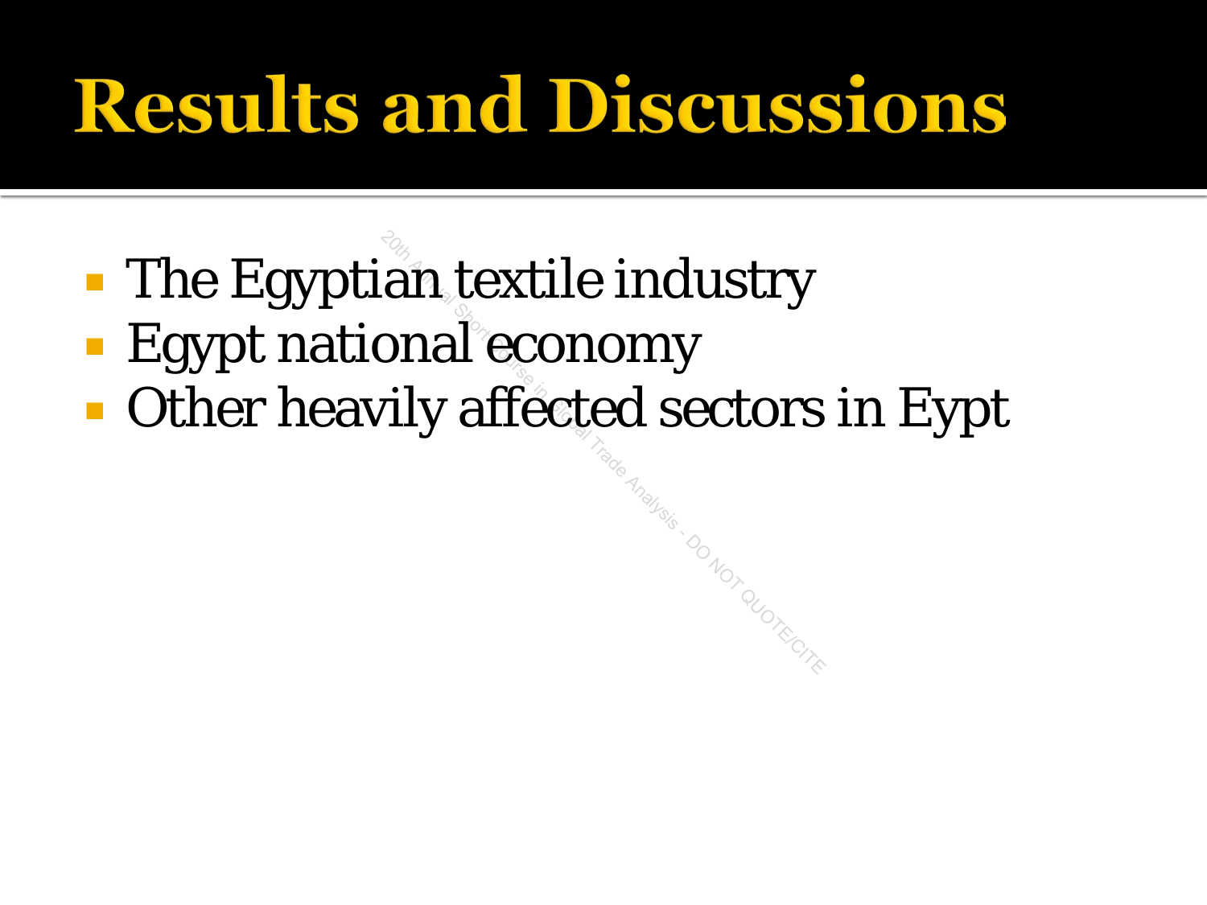# Results and Discussions

- The Egyptian textile industry
- Egypt national economy
- Other heavily affected sectors in Eypt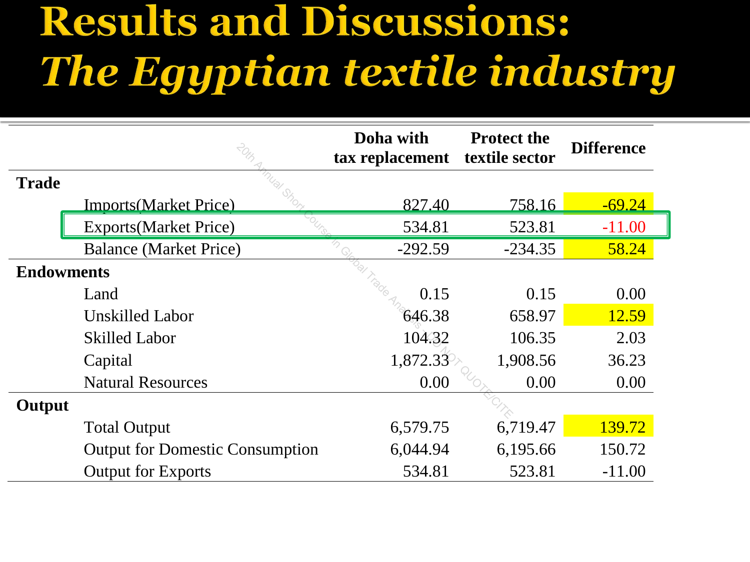# Results and Discussions: *The Egyptian textile industry*

| | Doha with tax replacement | Protect the textile sector | Difference |
|---|---|---|---|
| **Trade** | | | |
| Imports(Market Price) | 827.40 | 758.16 | -69.24 |
| Exports(Market Price) | 534.81 | 523.81 | -11.00 |
| Balance (Market Price) | -292.59 | -234.35 | 58.24 |
| **Endowments** | | | |
| Land | 0.15 | 0.15 | 0.00 |
| Unskilled Labor | 646.38 | 658.97 | 12.59 |
| Skilled Labor | 104.32 | 106.35 | 2.03 |
| Capital | 1,872.33 | 1,908.56 | 36.23 |
| Natural Resources | 0.00 | 0.00 | 0.00 |
| **Output** | | | |
| Total Output | 6,579.75 | 6,719.47 | 139.72 |
| Output for Domestic Consumption | 6,044.94 | 6,195.66 | 150.72 |
| Output for Exports | 534.81 | 523.81 | -11.00 |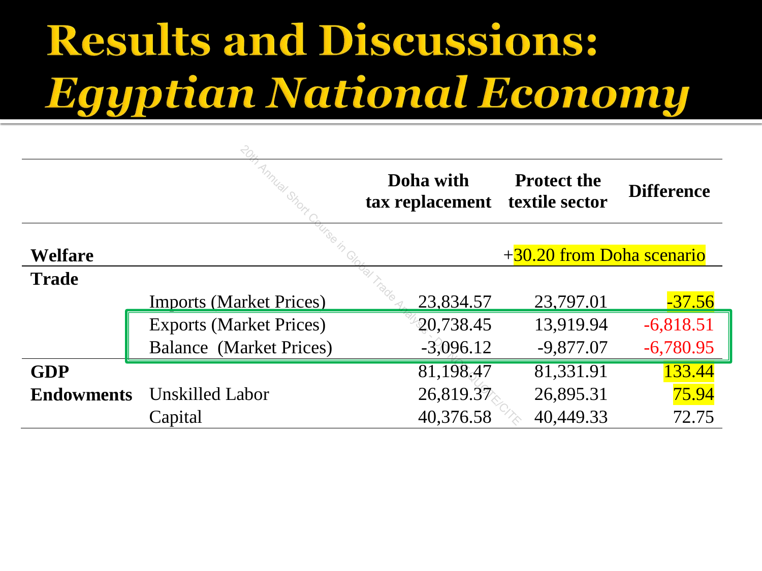# Results and Discussions: *Egyptian National Economy*

| | | Doha with tax replacement | Protect the textile sector | Difference |
|---|---|---|---|---|
| **Welfare** | | | +30.20 from Doha scenario | |
| **Trade** | | | | |
| | Imports (Market Prices) | 23,834.57 | 23,797.01 | -37.56 |
| | Exports (Market Prices) | 20,738.45 | 13,919.94 | -6,818.51 |
| | Balance (Market Prices) | -3,096.12 | -9,877.07 | -6,780.95 |
| **GDP** | | 81,198.47 | 81,331.91 | 133.44 |
| **Endowments** | Unskilled Labor | 26,819.37 | 26,895.31 | 75.94 |
| | Capital | 40,376.58 | 40,449.33 | 72.75 |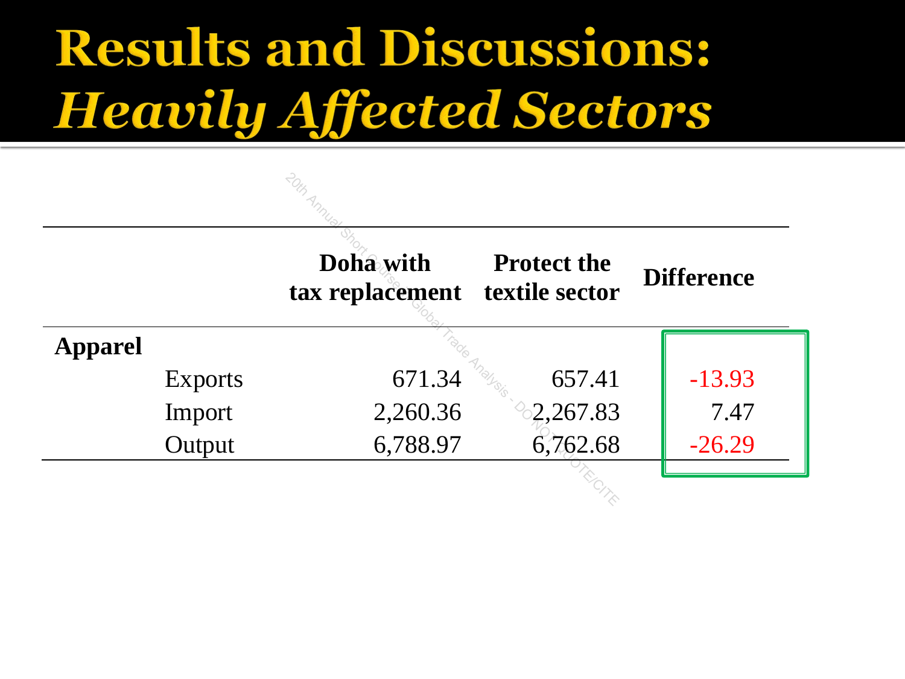# Results and Discussions: *Heavily Affected Sectors*

| | | Doha with tax replacement | Protect the textile sector | Difference |
|---|---|---|---|---|
| **Apparel** | | | | |
| | Exports | 671.34 | 657.41 | -13.93 |
| | Import | 2,260.36 | 2,267.83 | 7.47 |
| | Output | 6,788.97 | 6,762.68 | -26.29 |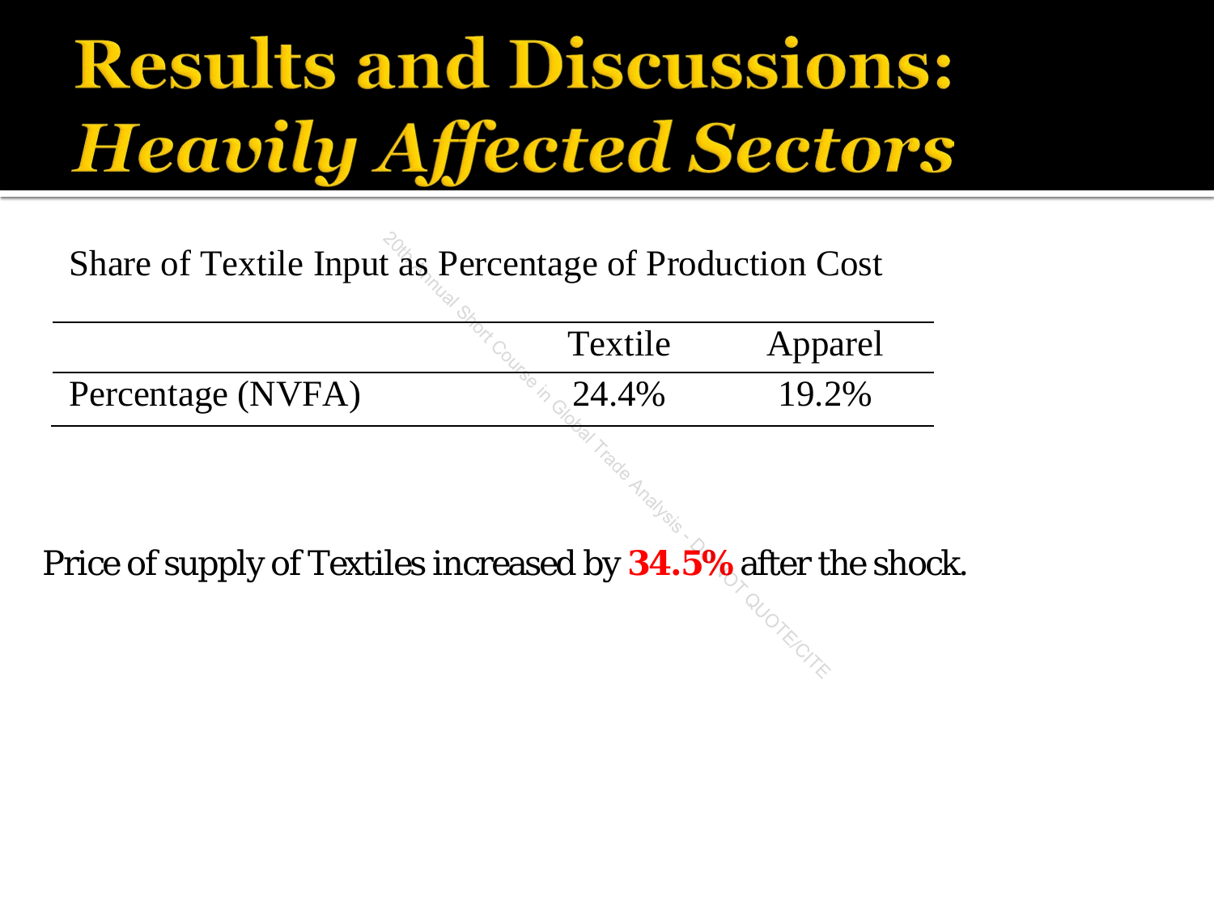# Results and Discussions:
## *Heavily Affected Sectors*

Share of Textile Input as Percentage of Production Cost

| | Textile | Apparel |
|---|---|---|
| Percentage (NVFA) | 24.4% | 19.2% |

Price of supply of Textiles increased by **34.5%** after the shock.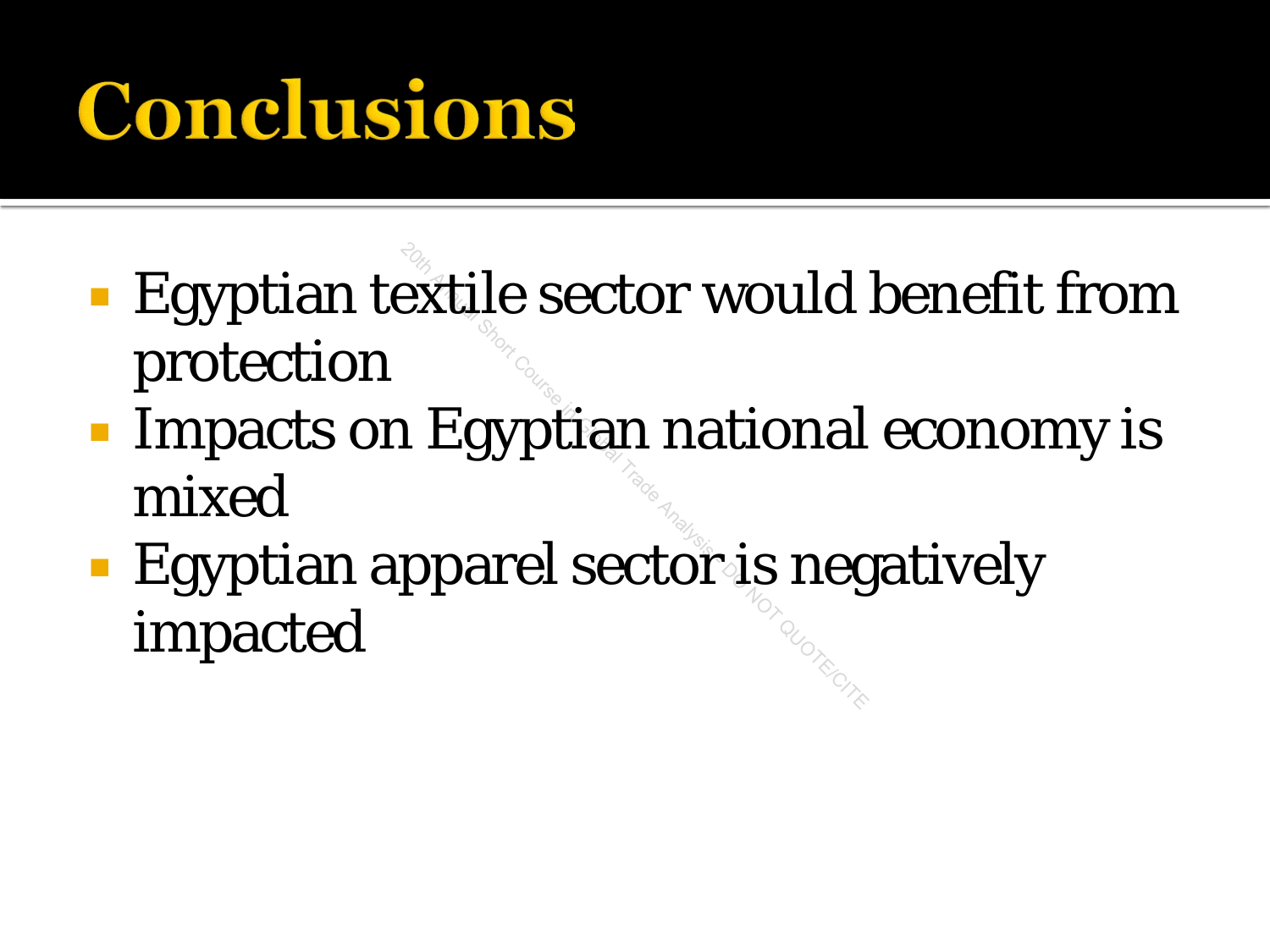# Conclusions

- Egyptian textile sector would benefit from protection
- Impacts on Egyptian national economy is mixed
- Egyptian apparel sector is negatively impacted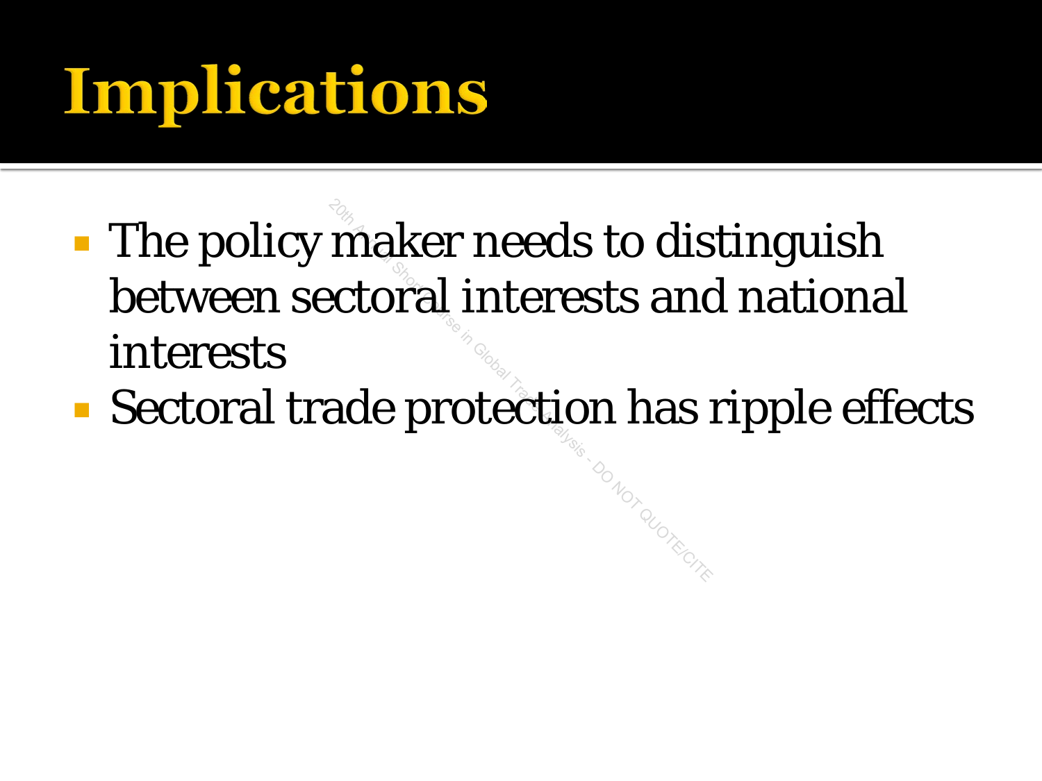# Implications

- The policy maker needs to distinguish between sectoral interests and national interests
- Sectoral trade protection has ripple effects